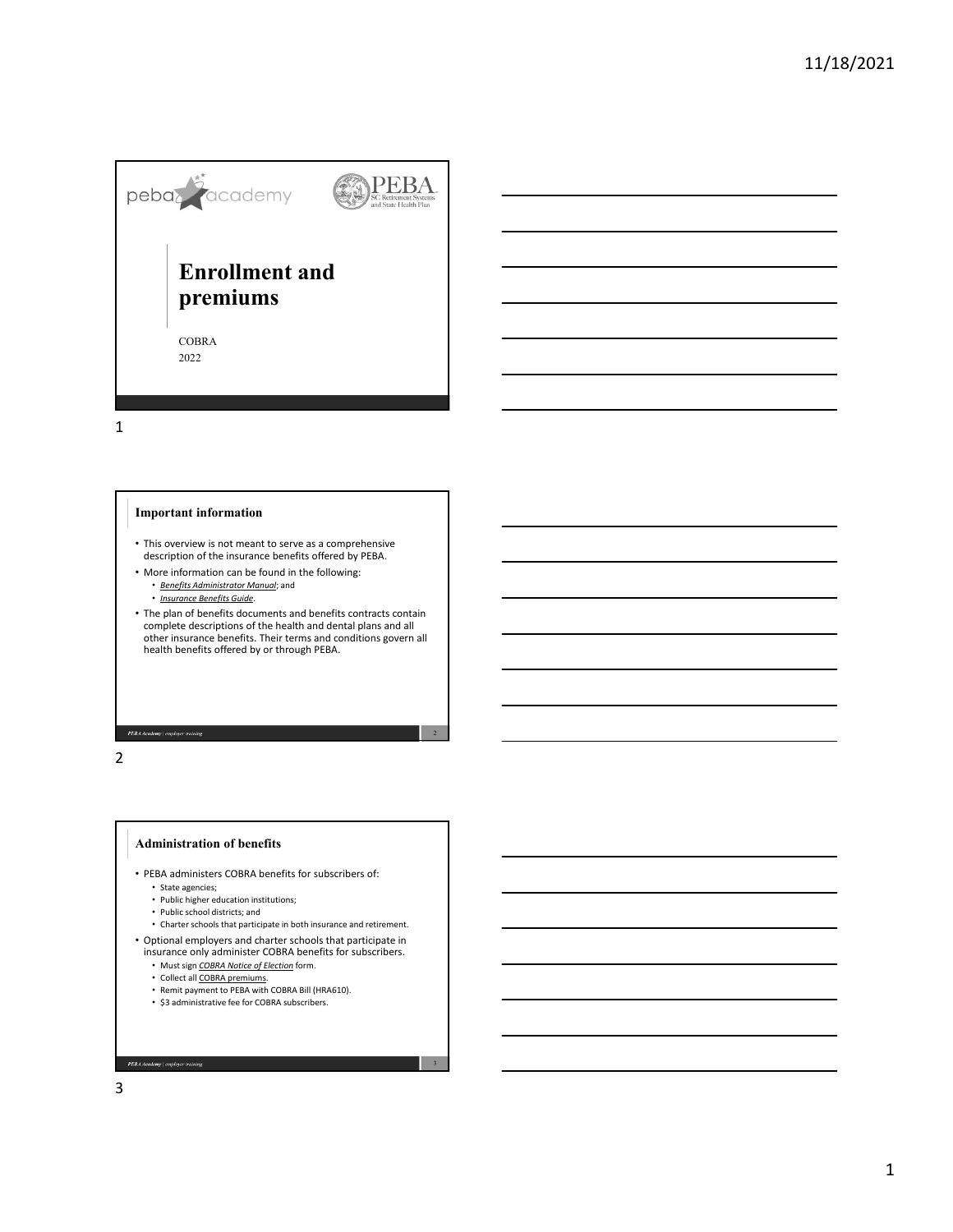# Enrollment and premiums

COBRA

2022

## Important information

- This overview is not meant to serve as a comprehensive description of the insurance benefits offered by PEBA.
- More information can be found in the following:
  - *Benefits Administrator Manual*; and
  - *Insurance Benefits Guide*.
- The plan of benefits documents and benefits contracts contain complete descriptions of the health and dental plans and all other insurance benefits. Their terms and conditions govern all health benefits offered by or through PEBA.

## Administration of benefits

- PEBA administers COBRA benefits for subscribers of:
  - State agencies;
  - Public higher education institutions;
  - Public school districts; and
  - Charter schools that participate in both insurance and retirement.
- Optional employers and charter schools that participate in insurance only administer COBRA benefits for subscribers.
  - Must sign *COBRA Notice of Election* form.
  - Collect all COBRA premiums.
  - Remit payment to PEBA with COBRA Bill (HRA610).
  - $3 administrative fee for COBRA subscribers.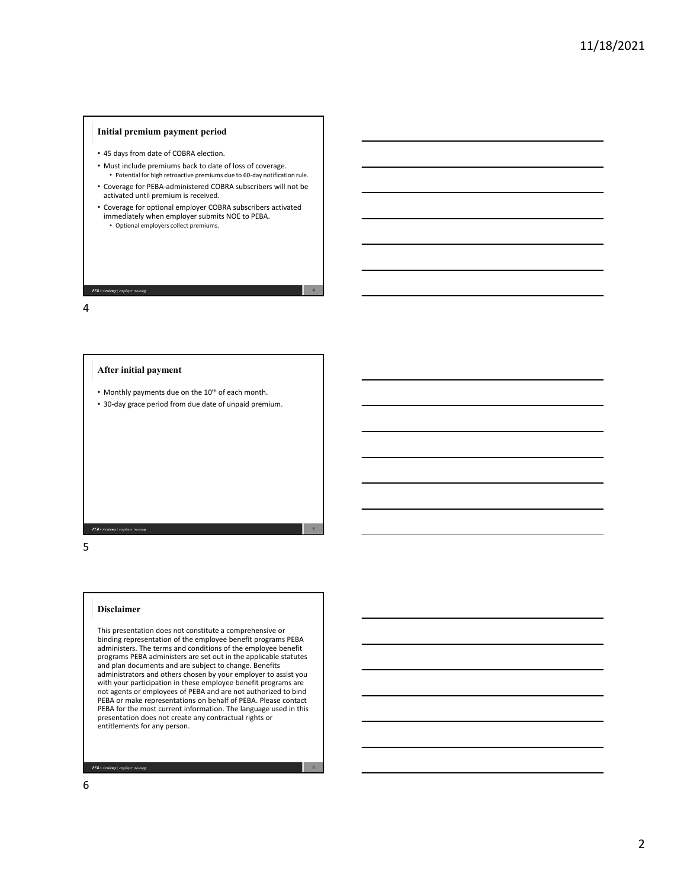## Initial premium payment period

- 45 days from date of COBRA election.
- Must include premiums back to date of loss of coverage.
  - Potential for high retroactive premiums due to 60-day notification rule.
- Coverage for PEBA-administered COBRA subscribers will not be activated until premium is received.
- Coverage for optional employer COBRA subscribers activated immediately when employer submits NOE to PEBA.
  - Optional employers collect premiums.

## After initial payment

- Monthly payments due on the 10th of each month.
- 30-day grace period from due date of unpaid premium.

## Disclaimer

This presentation does not constitute a comprehensive or binding representation of the employee benefit programs PEBA administers. The terms and conditions of the employee benefit programs PEBA administers are set out in the applicable statutes and plan documents and are subject to change. Benefits administrators and others chosen by your employer to assist you with your participation in these employee benefit programs are not agents or employees of PEBA and are not authorized to bind PEBA or make representations on behalf of PEBA. Please contact PEBA for the most current information. The language used in this presentation does not create any contractual rights or entitlements for any person.